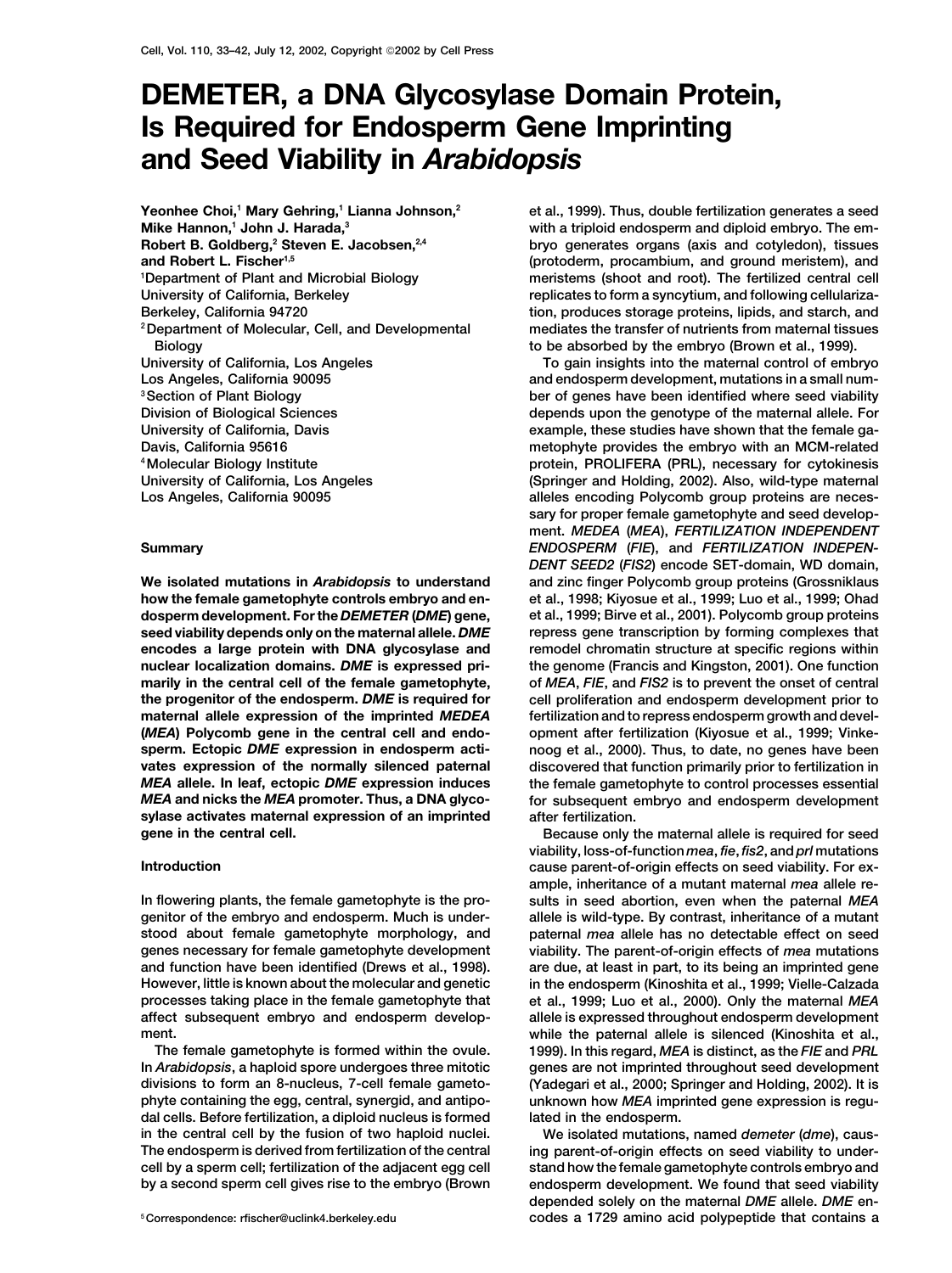# DEMETER, a DNA Glycosylase Domain Protein, Is Required for Endosperm Gene Imprinting and Seed Viability in *Arabidopsis*

**Yeonhee Choi,[1] Mary Gehring,[1] Lianna Johnson,[2] Mike Hannon,[1] John J. Harada,[3] Robert B. Goldberg,[2] Steven E. Jacobsen,[2,4] and Robert L. Fischer[1,5]**

[1]Department of Plant and Microbial Biology, University of California, Berkeley, Berkeley, California 94720
[2]Department of Molecular, Cell, and Developmental Biology, University of California, Los Angeles, Los Angeles, California 90095
[3]Section of Plant Biology, Division of Biological Sciences, University of California, Davis, Davis, California 95616
[4]Molecular Biology Institute, University of California, Los Angeles, Los Angeles, California 90095

## Summary

**We isolated mutations in *Arabidopsis* to understand how the female gametophyte controls embryo and endosperm development. For the *DEMETER* (*DME*) gene, seed viability depends only on the maternal allele. *DME* encodes a large protein with DNA glycosylase and nuclear localization domains. *DME* is expressed primarily in the central cell of the female gametophyte, the progenitor of the endosperm. *DME* is required for maternal allele expression of the imprinted *MEDEA* (*MEA*) Polycomb gene in the central cell and endosperm. Ectopic *DME* expression in endosperm activates expression of the normally silenced paternal *MEA* allele. In leaf, ectopic *DME* expression induces *MEA* and nicks the *MEA* promoter. Thus, a DNA glycosylase activates maternal expression of an imprinted gene in the central cell.**

## Introduction

In flowering plants, the female gametophyte is the progenitor of the embryo and endosperm. Much is understood about female gametophyte morphology, and genes necessary for female gametophyte development and function have been identified (Drews et al., 1998). However, little is known about the molecular and genetic processes taking place in the female gametophyte that affect subsequent embryo and endosperm development.

The female gametophyte is formed within the ovule. In *Arabidopsis*, a haploid spore undergoes three mitotic divisions to form an 8-nucleus, 7-cell female gametophyte containing the egg, central, synergid, and antipodal cells. Before fertilization, a diploid nucleus is formed in the central cell by the fusion of two haploid nuclei. The endosperm is derived from fertilization of the central cell by a sperm cell; fertilization of the adjacent egg cell by a second sperm cell gives rise to the embryo (Brown et al., 1999). Thus, double fertilization generates a seed with a triploid endosperm and diploid embryo. The embryo generates organs (axis and cotyledon), tissues (protoderm, procambium, and ground meristem), and meristems (shoot and root). The fertilized central cell replicates to form a syncytium, and following cellularization, produces storage proteins, lipids, and starch, and mediates the transfer of nutrients from maternal tissues to be absorbed by the embryo (Brown et al., 1999).

To gain insights into the maternal control of embryo and endosperm development, mutations in a small number of genes have been identified where seed viability depends upon the genotype of the maternal allele. For example, these studies have shown that the female gametophyte provides the embryo with an MCM-related protein, PROLIFERA (PRL), necessary for cytokinesis (Springer and Holding, 2002). Also, wild-type maternal alleles encoding Polycomb group proteins are necessary for proper female gametophyte and seed development. *MEDEA* (*MEA*), *FERTILIZATION INDEPENDENT ENDOSPERM* (*FIE*), and *FERTILIZATION INDEPENDENT SEED2* (*FIS2*) encode SET-domain, WD domain, and zinc finger Polycomb group proteins (Grossniklaus et al., 1998; Kiyosue et al., 1999; Luo et al., 1999; Ohad et al., 1999; Birve et al., 2001). Polycomb group proteins repress gene transcription by forming complexes that remodel chromatin structure at specific regions within the genome (Francis and Kingston, 2001). One function of *MEA*, *FIE*, and *FIS2* is to prevent the onset of central cell proliferation and endosperm development prior to fertilization and to repress endosperm growth and development after fertilization (Kiyosue et al., 1999; Vinkenoog et al., 2000). Thus, to date, no genes have been discovered that function primarily prior to fertilization in the female gametophyte to control processes essential for subsequent embryo and endosperm development after fertilization.

Because only the maternal allele is required for seed viability, loss-of-function *mea*, *fie*, *fis2*, and *prl* mutations cause parent-of-origin effects on seed viability. For example, inheritance of a mutant maternal *mea* allele results in seed abortion, even when the paternal *MEA* allele is wild-type. By contrast, inheritance of a mutant paternal *mea* allele has no detectable effect on seed viability. The parent-of-origin effects of *mea* mutations are due, at least in part, to its being an imprinted gene in the endosperm (Kinoshita et al., 1999; Vielle-Calzada et al., 1999; Luo et al., 2000). Only the maternal *MEA* allele is expressed throughout endosperm development while the paternal allele is silenced (Kinoshita et al., 1999). In this regard, *MEA* is distinct, as the *FIE* and *PRL* genes are not imprinted throughout seed development (Yadegari et al., 2000; Springer and Holding, 2002). It is unknown how *MEA* imprinted gene expression is regulated in the endosperm.

We isolated mutations, named *demeter* (*dme*), causing parent-of-origin effects on seed viability to understand how the female gametophyte controls embryo and endosperm development. We found that seed viability depended solely on the maternal *DME* allele. *DME* encodes a 1729 amino acid polypeptide that contains a

[5]Correspondence: rfischer@uclink4.berkeley.edu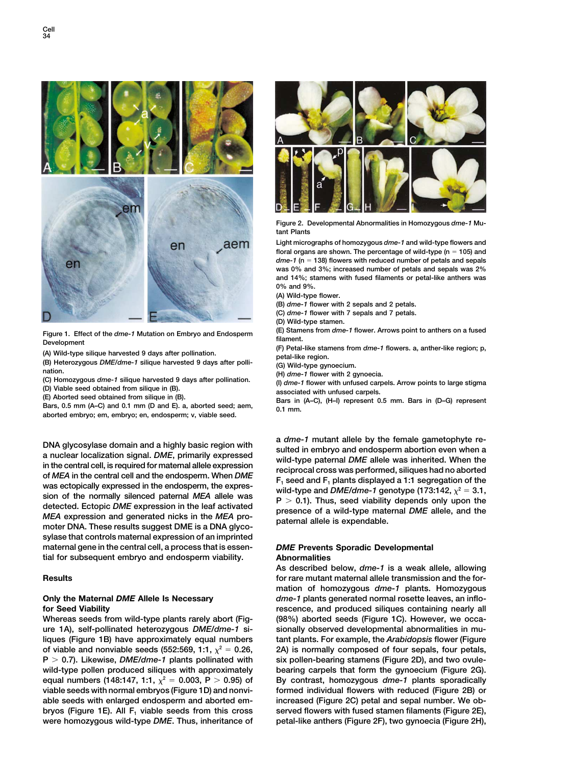Figure 1. Effect of the *dme-1* Mutation on Embryo and Endosperm Development

(A) Wild-type silique harvested 9 days after pollination.

(B) Heterozygous *DME/dme-1* silique harvested 9 days after pollination.

(C) Homozygous *dme-1* silique harvested 9 days after pollination.

(D) Viable seed obtained from silique in (B).

(E) Aborted seed obtained from silique in (B).

Bars, 0.5 mm (A–C) and 0.1 mm (D and E). a, aborted seed; aem, aborted embryo; em, embryo; en, endosperm; v, viable seed.

Figure 2. Developmental Abnormalities in Homozygous *dme-1* Mutant Plants

Light micrographs of homozygous *dme-1* and wild-type flowers and floral organs are shown. The percentage of wild-type (n = 105) and *dme-1* (n = 138) flowers with reduced number of petals and sepals was 0% and 3%; increased number of petals and sepals was 2% and 14%; stamens with fused filaments or petal-like anthers was 0% and 9%.

(A) Wild-type flower.

(B) *dme-1* flower with 2 sepals and 2 petals.

(C) *dme-1* flower with 7 sepals and 7 petals.

(D) Wild-type stamen.

(E) Stamens from *dme-1* flower. Arrows point to anthers on a fused filament.

(F) Petal-like stamens from *dme-1* flowers. a, anther-like region; p, petal-like region.

(G) Wild-type gynoecium.

(H) *dme-1* flower with 2 gynoecia.

(I) *dme-1* flower with unfused carpels. Arrow points to large stigma associated with unfused carpels.

Bars in (A–C), (H–I) represent 0.5 mm. Bars in (D–G) represent 0.1 mm.

DNA glycosylase domain and a highly basic region with a nuclear localization signal. *DME*, primarily expressed in the central cell, is required for maternal allele expression of *MEA* in the central cell and the endosperm. When *DME* was ectopically expressed in the endosperm, the expression of the normally silenced paternal *MEA* allele was detected. Ectopic *DME* expression in the leaf activated *MEA* expression and generated nicks in the *MEA* promoter DNA. These results suggest DME is a DNA glycosylase that controls maternal expression of an imprinted maternal gene in the central cell, a process that is essential for subsequent embryo and endosperm viability.

## Results

### Only the Maternal *DME* Allele Is Necessary for Seed Viability

Whereas seeds from wild-type plants rarely abort (Figure 1A), self-pollinated heterozygous *DME/dme-1* siliques (Figure 1B) have approximately equal numbers of viable and nonviable seeds (552:569, 1:1, $\chi^2 = 0.26$, $P > 0.7$). Likewise, *DME/dme-1* plants pollinated with wild-type pollen produced siliques with approximately equal numbers (148:147, 1:1, $\chi^2 = 0.003$, $P > 0.95$) of viable seeds with normal embryos (Figure 1D) and nonviable seeds with enlarged endosperm and aborted embryos (Figure 1E). All $F_1$ viable seeds from this cross were homozygous wild-type *DME*. Thus, inheritance of a *dme-1* mutant allele by the female gametophyte resulted in embryo and endosperm abortion even when a wild-type paternal *DME* allele was inherited. When the reciprocal cross was performed, siliques had no aborted $F_1$ seed and $F_1$ plants displayed a 1:1 segregation of the wild-type and *DME/dme-1* genotype (173:142, $\chi^2 = 3.1$, $P > 0.1$). Thus, seed viability depends only upon the presence of a wild-type maternal *DME* allele, and the paternal allele is expendable.

### *DME* Prevents Sporadic Developmental Abnormalities

As described below, *dme-1* is a weak allele, allowing for rare mutant maternal allele transmission and the formation of homozygous *dme-1* plants. Homozygous *dme-1* plants generated normal rosette leaves, an inflorescence, and produced siliques containing nearly all (98%) aborted seeds (Figure 1C). However, we occasionally observed developmental abnormalities in mutant plants. For example, the *Arabidopsis* flower (Figure 2A) is normally composed of four sepals, four petals, six pollen-bearing stamens (Figure 2D), and two ovule-bearing carpels that form the gynoecium (Figure 2G). By contrast, homozygous *dme-1* plants sporadically formed individual flowers with reduced (Figure 2B) or increased (Figure 2C) petal and sepal number. We observed flowers with fused stamen filaments (Figure 2E), petal-like anthers (Figure 2F), two gynoecia (Figure 2H),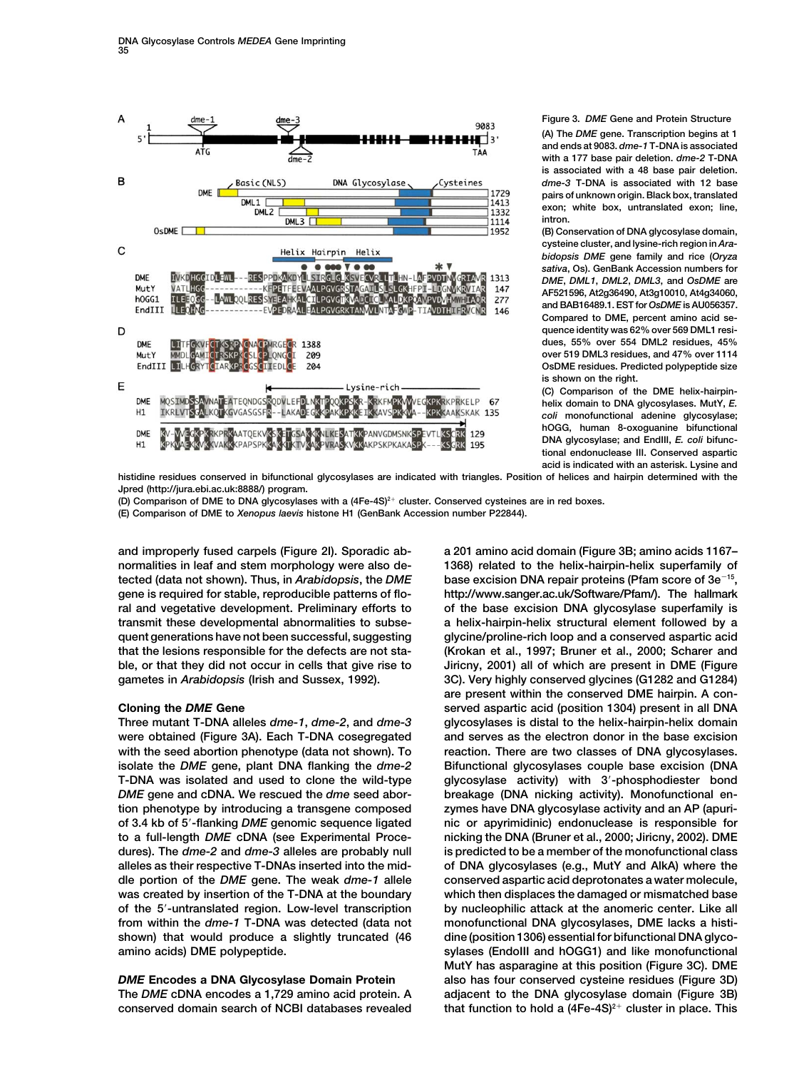Figure 3. *DME* Gene and Protein Structure

(A) The *DME* gene. Transcription begins at 1 and ends at 9083. *dme-1* T-DNA is associated with a 177 base pair deletion. *dme-2* T-DNA is associated with a 48 base pair deletion. *dme-3* T-DNA is associated with 12 base pairs of unknown origin. Black box, translated exon; white box, untranslated exon; line, intron.

(B) Conservation of DNA glycosylase domain, cysteine cluster, and lysine-rich region in *Arabidopsis DME* gene family and rice (*Oryza sativa*, Os). GenBank Accession numbers for *DME*, *DML1*, *DML2*, *DML3*, and *OsDME* are AF521596, At2g36490, At3g10010, At4g34060, and BAB16489.1. EST for *OsDME* is AU056357. Compared to DME, percent amino acid sequence identity was 62% over 569 DML1 residues, 55% over 554 DML2 residues, 45% over 519 DML3 residues, and 47% over 1114 OsDME residues. Predicted polypeptide size is shown on the right.

(C) Comparison of the DME helix-hairpin-helix domain to DNA glycosylases. MutY, *E. coli* monofunctional adenine glycosylase; hOGG, human 8-oxoguanine bifunctional DNA glycosylase; and EndIII, *E. coli* bifunctional endonuclease III. Conserved aspartic acid is indicated with an asterisk. Lysine and histidine residues conserved in bifunctional glycosylases are indicated with triangles. Position of helices and hairpin determined with the Jpred (http://jura.ebi.ac.uk:8888/) program.

(D) Comparison of DME to DNA glycosylases with a $(4Fe\text{-}4S)^{2+}$ cluster. Conserved cysteines are in red boxes.

(E) Comparison of DME to *Xenopus laevis* histone H1 (GenBank Accession number P22844).

and improperly fused carpels (Figure 2I). Sporadic abnormalities in leaf and stem morphology were also detected (data not shown). Thus, in *Arabidopsis*, the *DME* gene is required for stable, reproducible patterns of floral and vegetative development. Preliminary efforts to transmit these developmental abnormalities to subsequent generations have not been successful, suggesting that the lesions responsible for the defects are not stable, or that they did not occur in cells that give rise to gametes in *Arabidopsis* (Irish and Sussex, 1992).

### Cloning the *DME* Gene

Three mutant T-DNA alleles *dme-1*, *dme-2*, and *dme-3* were obtained (Figure 3A). Each T-DNA cosegregated with the seed abortion phenotype (data not shown). To isolate the *DME* gene, plant DNA flanking the *dme-2* T-DNA was isolated and used to clone the wild-type *DME* gene and cDNA. We rescued the *dme* seed abortion phenotype by introducing a transgene composed of 3.4 kb of 5′-flanking *DME* genomic sequence ligated to a full-length *DME* cDNA (see Experimental Procedures). The *dme-2* and *dme-3* alleles are probably null alleles as their respective T-DNAs inserted into the middle portion of the *DME* gene. The weak *dme-1* allele was created by insertion of the T-DNA at the boundary of the 5′-untranslated region. Low-level transcription from within the *dme-1* T-DNA was detected (data not shown) that would produce a slightly truncated (46 amino acids) DME polypeptide.

### *DME* Encodes a DNA Glycosylase Domain Protein

The *DME* cDNA encodes a 1,729 amino acid protein. A conserved domain search of NCBI databases revealed a 201 amino acid domain (Figure 3B; amino acids 1167–1368) related to the helix-hairpin-helix superfamily of base excision DNA repair proteins (Pfam score of $3e^{-15}$, http://www.sanger.ac.uk/Software/Pfam/). The hallmark of the base excision DNA glycosylase superfamily is a helix-hairpin-helix structural element followed by a glycine/proline-rich loop and a conserved aspartic acid (Krokan et al., 1997; Bruner et al., 2000; Scharer and Jiricny, 2001) all of which are present in DME (Figure 3C). Very highly conserved glycines (G1282 and G1284) are present within the conserved DME hairpin. A conserved aspartic acid (position 1304) present in all DNA glycosylases is distal to the helix-hairpin-helix domain and serves as the electron donor in the base excision reaction. There are two classes of DNA glycosylases. Bifunctional glycosylases couple base excision (DNA glycosylase activity) with 3′-phosphodiester bond breakage (DNA nicking activity). Monofunctional enzymes have DNA glycosylase activity and an AP (apurinic or apyrimidinic) endonuclease is responsible for nicking the DNA (Bruner et al., 2000; Jiricny, 2002). DME is predicted to be a member of the monofunctional class of DNA glycosylases (e.g., MutY and AlkA) where the conserved aspartic acid deprotonates a water molecule, which then displaces the damaged or mismatched base by nucleophilic attack at the anomeric center. Like all monofunctional DNA glycosylases, DME lacks a histidine (position 1306) essential for bifunctional DNA glycosylases (EndoIII and hOGG1) and like monofunctional MutY has asparagine at this position (Figure 3C). DME also has four conserved cysteine residues (Figure 3D) adjacent to the DNA glycosylase domain (Figure 3B) that function to hold a $(4Fe\text{-}4S)^{2+}$ cluster in place. This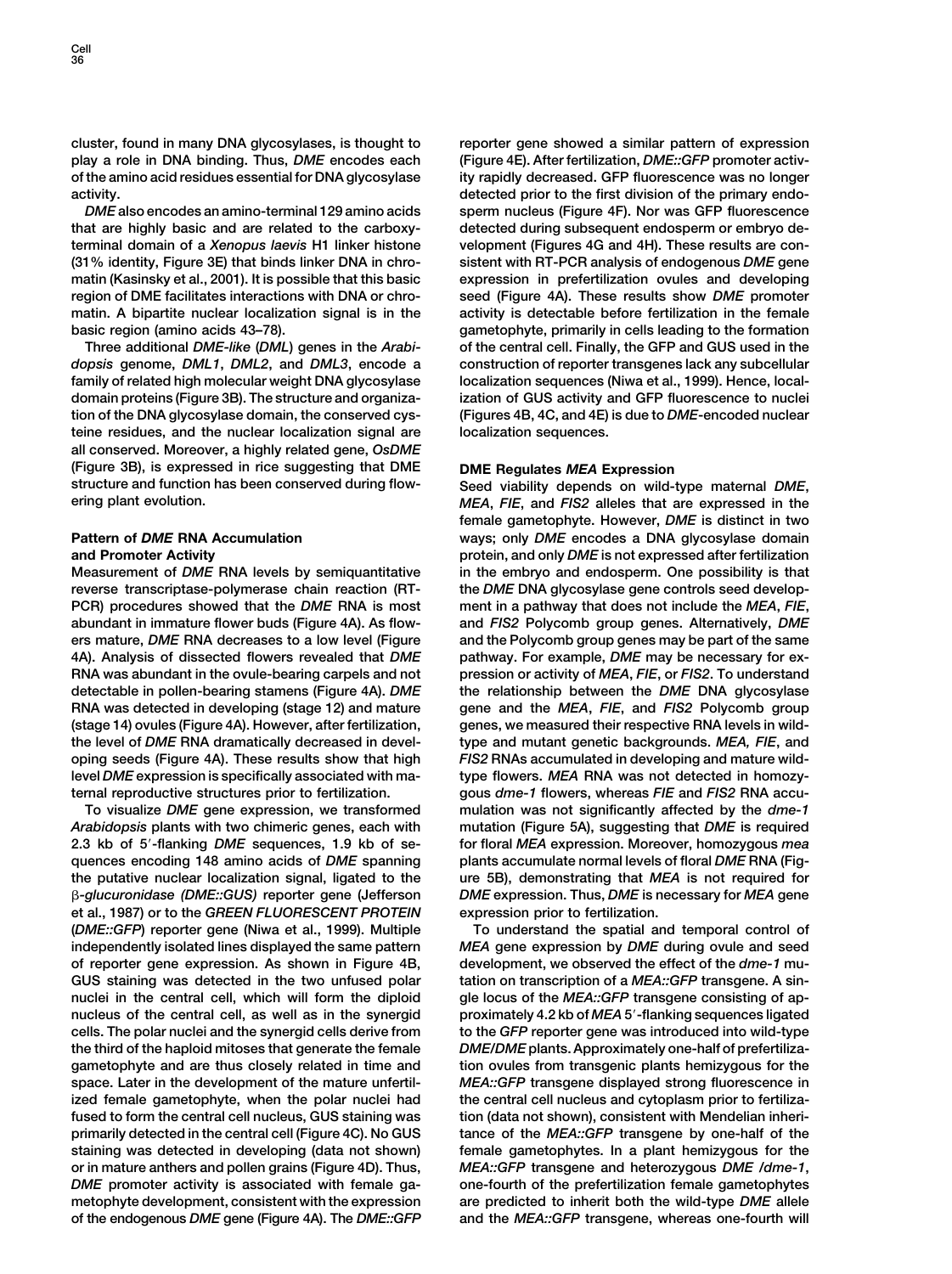cluster, found in many DNA glycosylases, is thought to play a role in DNA binding. Thus, *DME* encodes each of the amino acid residues essential for DNA glycosylase activity.

*DME* also encodes an amino-terminal 129 amino acids that are highly basic and are related to the carboxy-terminal domain of a *Xenopus laevis* H1 linker histone (31% identity, Figure 3E) that binds linker DNA in chromatin (Kasinsky et al., 2001). It is possible that this basic region of DME facilitates interactions with DNA or chromatin. A bipartite nuclear localization signal is in the basic region (amino acids 43–78).

Three additional *DME-like* (*DML*) genes in the *Arabidopsis* genome, *DML1*, *DML2*, and *DML3*, encode a family of related high molecular weight DNA glycosylase domain proteins (Figure 3B). The structure and organization of the DNA glycosylase domain, the conserved cysteine residues, and the nuclear localization signal are all conserved. Moreover, a highly related gene, *OsDME* (Figure 3B), is expressed in rice suggesting that DME structure and function has been conserved during flowering plant evolution.

## Pattern of *DME* RNA Accumulation and Promoter Activity

Measurement of *DME* RNA levels by semiquantitative reverse transcriptase-polymerase chain reaction (RT-PCR) procedures showed that the *DME* RNA is most abundant in immature flower buds (Figure 4A). As flowers mature, *DME* RNA decreases to a low level (Figure 4A). Analysis of dissected flowers revealed that *DME* RNA was abundant in the ovule-bearing carpels and not detectable in pollen-bearing stamens (Figure 4A). *DME* RNA was detected in developing (stage 12) and mature (stage 14) ovules (Figure 4A). However, after fertilization, the level of *DME* RNA dramatically decreased in developing seeds (Figure 4A). These results show that high level *DME* expression is specifically associated with maternal reproductive structures prior to fertilization.

To visualize *DME* gene expression, we transformed *Arabidopsis* plants with two chimeric genes, each with 2.3 kb of 5′-flanking *DME* sequences, 1.9 kb of sequences encoding 148 amino acids of *DME* spanning the putative nuclear localization signal, ligated to the β*-glucuronidase (DME::GUS)* reporter gene (Jefferson et al., 1987) or to the *GREEN FLUORESCENT PROTEIN* (*DME::GFP*) reporter gene (Niwa et al., 1999). Multiple independently isolated lines displayed the same pattern of reporter gene expression. As shown in Figure 4B, GUS staining was detected in the two unfused polar nuclei in the central cell, which will form the diploid nucleus of the central cell, as well as in the synergid cells. The polar nuclei and the synergid cells derive from the third of the haploid mitoses that generate the female gametophyte and are thus closely related in time and space. Later in the development of the mature unfertilized female gametophyte, when the polar nuclei had fused to form the central cell nucleus, GUS staining was primarily detected in the central cell (Figure 4C). No GUS staining was detected in developing (data not shown) or in mature anthers and pollen grains (Figure 4D). Thus, *DME* promoter activity is associated with female gametophyte development, consistent with the expression of the endogenous *DME* gene (Figure 4A). The *DME::GFP* reporter gene showed a similar pattern of expression (Figure 4E). After fertilization, *DME::GFP* promoter activity rapidly decreased. GFP fluorescence was no longer detected prior to the first division of the primary endosperm nucleus (Figure 4F). Nor was GFP fluorescence detected during subsequent endosperm or embryo development (Figures 4G and 4H). These results are consistent with RT-PCR analysis of endogenous *DME* gene expression in prefertilization ovules and developing seed (Figure 4A). These results show *DME* promoter activity is detectable before fertilization in the female gametophyte, primarily in cells leading to the formation of the central cell. Finally, the GFP and GUS used in the construction of reporter transgenes lack any subcellular localization sequences (Niwa et al., 1999). Hence, localization of GUS activity and GFP fluorescence to nuclei (Figures 4B, 4C, and 4E) is due to *DME*-encoded nuclear localization sequences.

## DME Regulates *MEA* Expression

Seed viability depends on wild-type maternal *DME*, *MEA*, *FIE*, and *FIS2* alleles that are expressed in the female gametophyte. However, *DME* is distinct in two ways; only *DME* encodes a DNA glycosylase domain protein, and only *DME* is not expressed after fertilization in the embryo and endosperm. One possibility is that the *DME* DNA glycosylase gene controls seed development in a pathway that does not include the *MEA*, *FIE*, and *FIS2* Polycomb group genes. Alternatively, *DME* and the Polycomb group genes may be part of the same pathway. For example, *DME* may be necessary for expression or activity of *MEA*, *FIE*, or *FIS2*. To understand the relationship between the *DME* DNA glycosylase gene and the *MEA*, *FIE*, and *FIS2* Polycomb group genes, we measured their respective RNA levels in wild-type and mutant genetic backgrounds. *MEA, FIE*, and *FIS2* RNAs accumulated in developing and mature wild-type flowers. *MEA* RNA was not detected in homozygous *dme-1* flowers, whereas *FIE* and *FIS2* RNA accumulation was not significantly affected by the *dme-1* mutation (Figure 5A), suggesting that *DME* is required for floral *MEA* expression. Moreover, homozygous *mea* plants accumulate normal levels of floral *DME* RNA (Figure 5B), demonstrating that *MEA* is not required for *DME* expression. Thus, *DME* is necessary for *MEA* gene expression prior to fertilization.

To understand the spatial and temporal control of *MEA* gene expression by *DME* during ovule and seed development, we observed the effect of the *dme-1* mutation on transcription of a *MEA::GFP* transgene. A single locus of the *MEA::GFP* transgene consisting of approximately 4.2 kb of *MEA* 5′-flanking sequences ligated to the *GFP* reporter gene was introduced into wild-type *DME/DME* plants. Approximately one-half of prefertilization ovules from transgenic plants hemizygous for the *MEA::GFP* transgene displayed strong fluorescence in the central cell nucleus and cytoplasm prior to fertilization (data not shown), consistent with Mendelian inheritance of the *MEA::GFP* transgene by one-half of the female gametophytes. In a plant hemizygous for the *MEA::GFP* transgene and heterozygous *DME /dme-1*, one-fourth of the prefertilization female gametophytes are predicted to inherit both the wild-type *DME* allele and the *MEA::GFP* transgene, whereas one-fourth will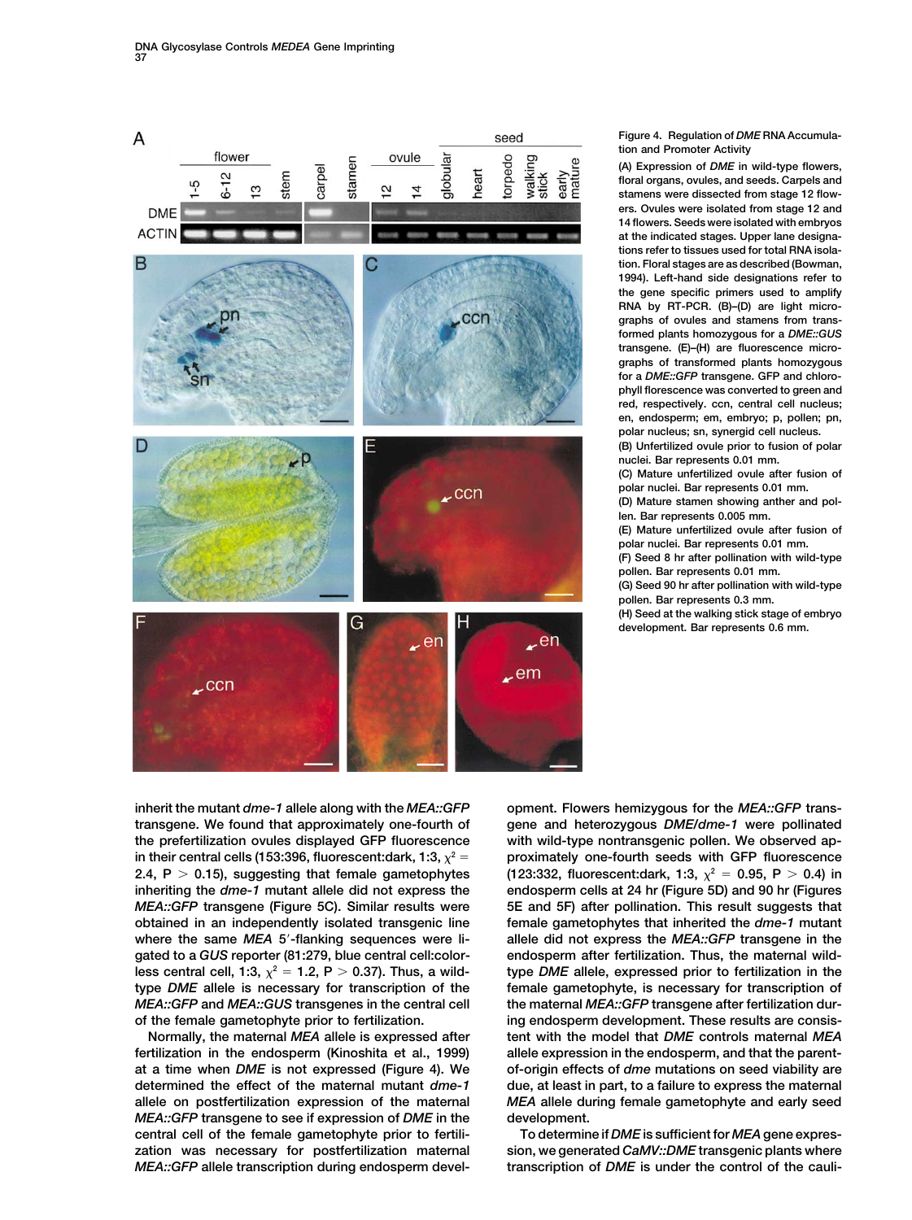Figure 4. Regulation of *DME* RNA Accumulation and Promoter Activity

(A) Expression of *DME* in wild-type flowers, floral organs, ovules, and seeds. Carpels and stamens were dissected from stage 12 flowers. Ovules were isolated from stage 12 and 14 flowers. Seeds were isolated with embryos at the indicated stages. Upper lane designations refer to tissues used for total RNA isolation. Floral stages are as described (Bowman, 1994). Left-hand side designations refer to the gene specific primers used to amplify RNA by RT-PCR. (B)–(D) are light micrographs of ovules and stamens from transformed plants homozygous for a *DME::GUS* transgene. (E)–(H) are fluorescence micrographs of transformed plants homozygous for a *DME::GFP* transgene. GFP and chlorophyll florescence was converted to green and red, respectively. ccn, central cell nucleus; en, endosperm; em, embryo; p, pollen; pn, polar nucleus; sn, synergid cell nucleus.

(B) Unfertilized ovule prior to fusion of polar nuclei. Bar represents 0.01 mm.

(C) Mature unfertilized ovule after fusion of polar nuclei. Bar represents 0.01 mm.

(D) Mature stamen showing anther and pollen. Bar represents 0.005 mm.

(E) Mature unfertilized ovule after fusion of polar nuclei. Bar represents 0.01 mm.

(F) Seed 8 hr after pollination with wild-type pollen. Bar represents 0.01 mm.

(G) Seed 90 hr after pollination with wild-type pollen. Bar represents 0.3 mm.

(H) Seed at the walking stick stage of embryo development. Bar represents 0.6 mm.

inherit the mutant *dme-1* allele along with the *MEA::GFP* transgene. We found that approximately one-fourth of the prefertilization ovules displayed GFP fluorescence in their central cells (153:396, fluorescent:dark, 1:3, $\chi^2 = 2.4$, $P > 0.15$), suggesting that female gametophytes inheriting the *dme-1* mutant allele did not express the *MEA::GFP* transgene (Figure 5C). Similar results were obtained in an independently isolated transgenic line where the same *MEA* 5′-flanking sequences were ligated to a *GUS* reporter (81:279, blue central cell:colorless central cell, 1:3, $\chi^2 = 1.2$, $P > 0.37$). Thus, a wild-type *DME* allele is necessary for transcription of the *MEA::GFP* and *MEA::GUS* transgenes in the central cell of the female gametophyte prior to fertilization.

Normally, the maternal *MEA* allele is expressed after fertilization in the endosperm (Kinoshita et al., 1999) at a time when *DME* is not expressed (Figure 4). We determined the effect of the maternal mutant *dme-1* allele on postfertilization expression of the maternal *MEA::GFP* transgene to see if expression of *DME* in the central cell of the female gametophyte prior to fertilization was necessary for postfertilization maternal *MEA::GFP* allele transcription during endosperm development. Flowers hemizygous for the *MEA::GFP* transgene and heterozygous *DME/dme-1* were pollinated with wild-type nontransgenic pollen. We observed approximately one-fourth seeds with GFP fluorescence (123:332, fluorescent:dark, 1:3, $\chi^2 = 0.95$, $P > 0.4$) in endosperm cells at 24 hr (Figure 5D) and 90 hr (Figures 5E and 5F) after pollination. This result suggests that female gametophytes that inherited the *dme-1* mutant allele did not express the *MEA::GFP* transgene in the endosperm after fertilization. Thus, the maternal wild-type *DME* allele, expressed prior to fertilization in the female gametophyte, is necessary for transcription of the maternal *MEA::GFP* transgene after fertilization during endosperm development. These results are consistent with the model that *DME* controls maternal *MEA* allele expression in the endosperm, and that the parent-of-origin effects of *dme* mutations on seed viability are due, at least in part, to a failure to express the maternal *MEA* allele during female gametophyte and early seed development.

To determine if *DME* is sufficient for *MEA* gene expression, we generated *CaMV::DME* transgenic plants where transcription of *DME* is under the control of the cauli-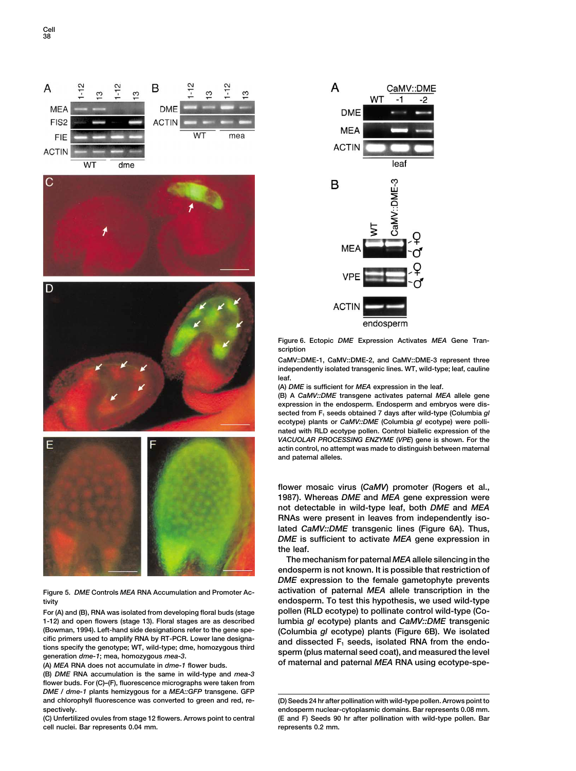Figure 5. *DME* Controls *MEA* RNA Accumulation and Promoter Activity

For (A) and (B), RNA was isolated from developing floral buds (stage 1-12) and open flowers (stage 13). Floral stages are as described (Bowman, 1994). Left-hand side designations refer to the gene specific primers used to amplify RNA by RT-PCR. Lower lane designations specify the genotype; WT, wild-type; dme, homozygous third generation *dme-1*; mea, homozygous *mea-3*.

(A) *MEA* RNA does not accumulate in *dme-1* flower buds.

(B) *DME* RNA accumulation is the same in wild-type and *mea-3* flower buds. For (C)–(F), fluorescence micrographs were taken from *DME* / *dme-1* plants hemizygous for a *MEA::GFP* transgene. GFP and chlorophyll fluorescence was converted to green and red, respectively.

(C) Unfertilized ovules from stage 12 flowers. Arrows point to central cell nuclei. Bar represents 0.04 mm.

(D) Seeds 24 hr after pollination with wild-type pollen. Arrows point to endosperm nuclear-cytoplasmic domains. Bar represents 0.08 mm.

(E and F) Seeds 90 hr after pollination with wild-type pollen. Bar represents 0.2 mm.

Figure 6. Ectopic *DME* Expression Activates *MEA* Gene Transcription

CaMV::DME-1, CaMV::DME-2, and CaMV::DME-3 represent three independently isolated transgenic lines. WT, wild-type; leaf, cauline leaf.

(A) *DME* is sufficient for *MEA* expression in the leaf.

(B) A *CaMV::DME* transgene activates paternal *MEA* allele gene expression in the endosperm. Endosperm and embryos were dissected from $F_1$ seeds obtained 7 days after wild-type (Columbia *gl* ecotype) plants or *CaMV::DME* (Columbia *gl* ecotype) were pollinated with RLD ecotype pollen. Control biallelic expression of the *VACUOLAR PROCESSING ENZYME* (*VPE*) gene is shown. For the actin control, no attempt was made to distinguish between maternal and paternal alleles.

flower mosaic virus (*CaMV*) promoter (Rogers et al., 1987). Whereas *DME* and *MEA* gene expression were not detectable in wild-type leaf, both *DME* and *MEA* RNAs were present in leaves from independently isolated *CaMV::DME* transgenic lines (Figure 6A). Thus, *DME* is sufficient to activate *MEA* gene expression in the leaf.

The mechanism for paternal *MEA* allele silencing in the endosperm is not known. It is possible that restriction of *DME* expression to the female gametophyte prevents activation of paternal *MEA* allele transcription in the endosperm. To test this hypothesis, we used wild-type pollen (RLD ecotype) to pollinate control wild-type (Columbia *gl* ecotype) plants and *CaMV::DME* transgenic (Columbia *gl* ecotype) plants (Figure 6B). We isolated and dissected $F_1$ seeds, isolated RNA from the endosperm (plus maternal seed coat), and measured the level of maternal and paternal *MEA* RNA using ecotype-spe-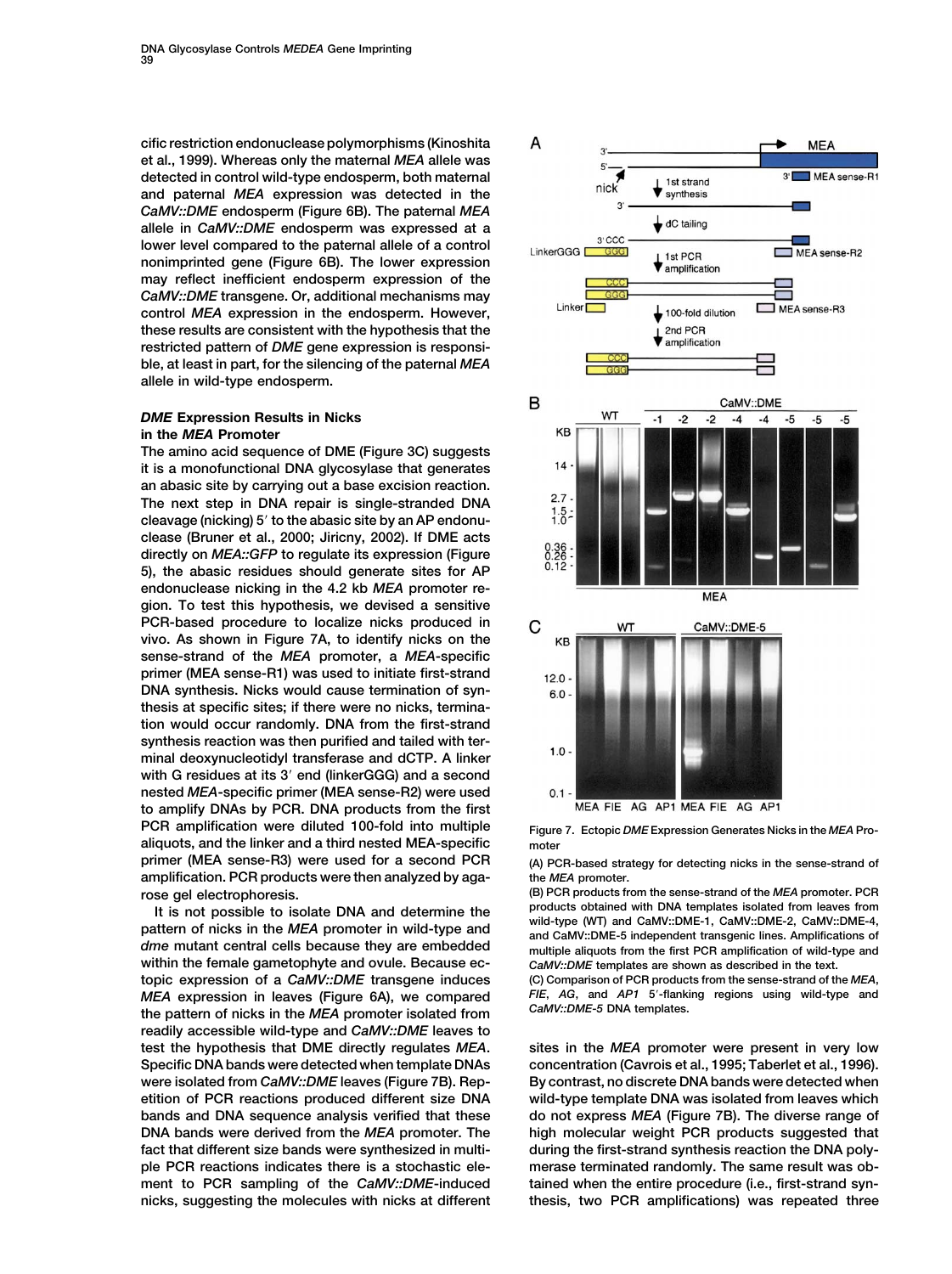cific restriction endonuclease polymorphisms (Kinoshita et al., 1999). Whereas only the maternal *MEA* allele was detected in control wild-type endosperm, both maternal and paternal *MEA* expression was detected in the *CaMV::DME* endosperm (Figure 6B). The paternal *MEA* allele in *CaMV::DME* endosperm was expressed at a lower level compared to the paternal allele of a control nonimprinted gene (Figure 6B). The lower expression may reflect inefficient endosperm expression of the *CaMV::DME* transgene. Or, additional mechanisms may control *MEA* expression in the endosperm. However, these results are consistent with the hypothesis that the restricted pattern of *DME* gene expression is responsible, at least in part, for the silencing of the paternal *MEA* allele in wild-type endosperm.

### *DME* Expression Results in Nicks in the *MEA* Promoter

The amino acid sequence of DME (Figure 3C) suggests it is a monofunctional DNA glycosylase that generates an abasic site by carrying out a base excision reaction. The next step in DNA repair is single-stranded DNA cleavage (nicking) 5′ to the abasic site by an AP endonuclease (Bruner et al., 2000; Jiricny, 2002). If DME acts directly on *MEA::GFP* to regulate its expression (Figure 5), the abasic residues should generate sites for AP endonuclease nicking in the 4.2 kb *MEA* promoter region. To test this hypothesis, we devised a sensitive PCR-based procedure to localize nicks produced in vivo. As shown in Figure 7A, to identify nicks on the sense-strand of the *MEA* promoter, a *MEA*-specific primer (MEA sense-R1) was used to initiate first-strand DNA synthesis. Nicks would cause termination of synthesis at specific sites; if there were no nicks, termination would occur randomly. DNA from the first-strand synthesis reaction was then purified and tailed with terminal deoxynucleotidyl transferase and dCTP. A linker with G residues at its 3′ end (linkerGGG) and a second nested *MEA*-specific primer (MEA sense-R2) were used to amplify DNAs by PCR. DNA products from the first PCR amplification were diluted 100-fold into multiple aliquots, and the linker and a third nested MEA-specific primer (MEA sense-R3) were used for a second PCR amplification. PCR products were then analyzed by agarose gel electrophoresis.

It is not possible to isolate DNA and determine the pattern of nicks in the *MEA* promoter in wild-type and *dme* mutant central cells because they are embedded within the female gametophyte and ovule. Because ectopic expression of a *CaMV::DME* transgene induces *MEA* expression in leaves (Figure 6A), we compared the pattern of nicks in the *MEA* promoter isolated from readily accessible wild-type and *CaMV::DME* leaves to test the hypothesis that DME directly regulates *MEA*. Specific DNA bands were detected when template DNAs were isolated from *CaMV::DME* leaves (Figure 7B). Repetition of PCR reactions produced different size DNA bands and DNA sequence analysis verified that these DNA bands were derived from the *MEA* promoter. The fact that different size bands were synthesized in multiple PCR reactions indicates there is a stochastic element to PCR sampling of the *CaMV::DME*-induced nicks, suggesting the molecules with nicks at different sites in the *MEA* promoter were present in very low concentration (Cavrois et al., 1995; Taberlet et al., 1996). By contrast, no discrete DNA bands were detected when wild-type template DNA was isolated from leaves which do not express *MEA* (Figure 7B). The diverse range of high molecular weight PCR products suggested that during the first-strand synthesis reaction the DNA polymerase terminated randomly. The same result was obtained when the entire procedure (i.e., first-strand synthesis, two PCR amplifications) was repeated three

Figure 7. Ectopic *DME* Expression Generates Nicks in the *MEA* Promoter

(A) PCR-based strategy for detecting nicks in the sense-strand of the *MEA* promoter.

(B) PCR products from the sense-strand of the *MEA* promoter. PCR products obtained with DNA templates isolated from leaves from wild-type (WT) and CaMV::DME-1, CaMV::DME-2, CaMV::DME-4, and CaMV::DME-5 independent transgenic lines. Amplifications of multiple aliquots from the first PCR amplification of wild-type and *CaMV::DME* templates are shown as described in the text.

(C) Comparison of PCR products from the sense-strand of the *MEA*, *FIE*, *AG*, and *AP1* 5′-flanking regions using wild-type and *CaMV::DME-5* DNA templates.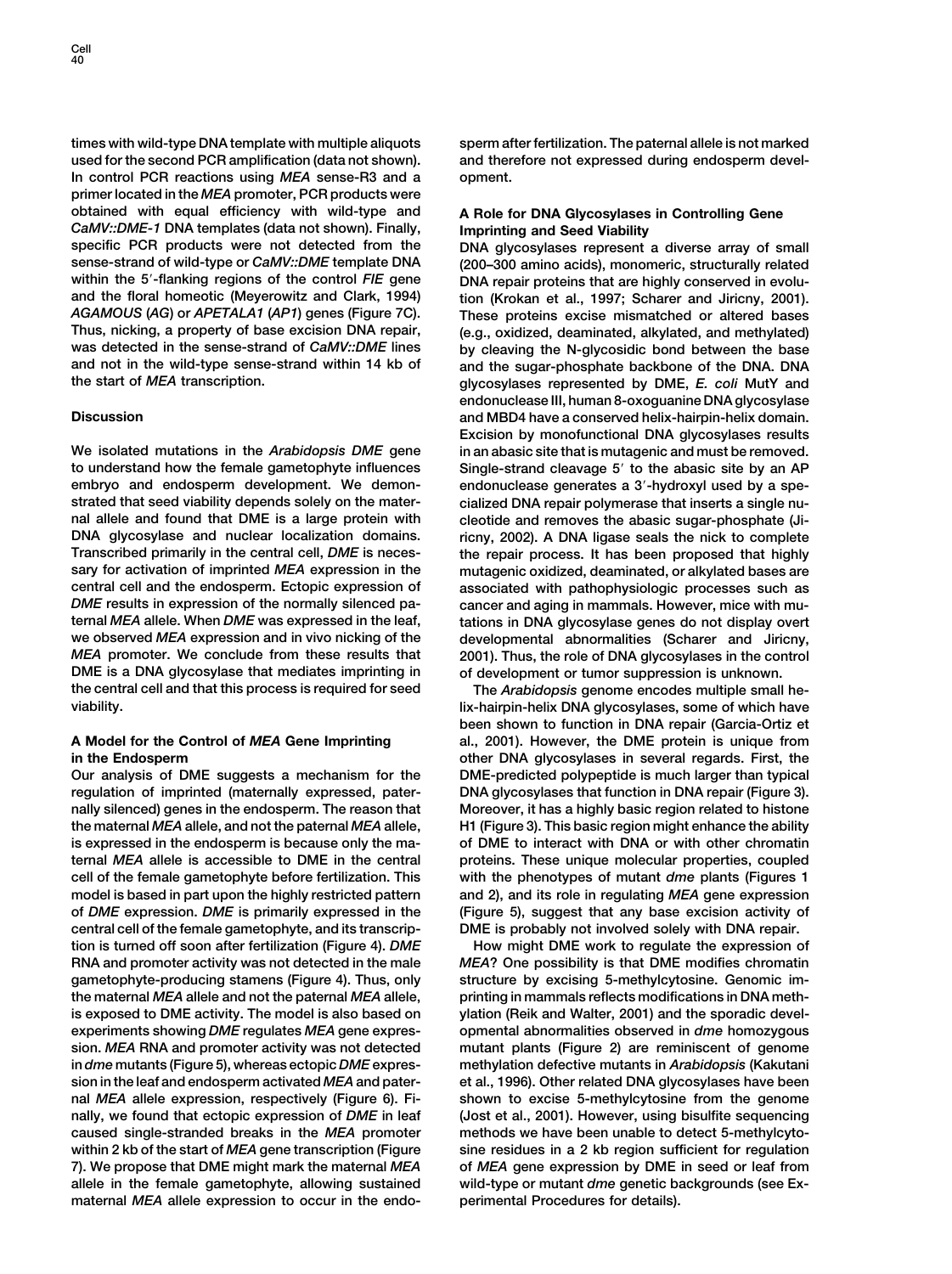times with wild-type DNA template with multiple aliquots used for the second PCR amplification (data not shown). In control PCR reactions using *MEA* sense-R3 and a primer located in the *MEA* promoter, PCR products were obtained with equal efficiency with wild-type and *CaMV::DME-1* DNA templates (data not shown). Finally, specific PCR products were not detected from the sense-strand of wild-type or *CaMV::DME* template DNA within the 5′-flanking regions of the control *FIE* gene and the floral homeotic (Meyerowitz and Clark, 1994) *AGAMOUS* (*AG*) or *APETALA1* (*AP1*) genes (Figure 7C). Thus, nicking, a property of base excision DNA repair, was detected in the sense-strand of *CaMV::DME* lines and not in the wild-type sense-strand within 14 kb of the start of *MEA* transcription.

## Discussion

We isolated mutations in the *Arabidopsis DME* gene to understand how the female gametophyte influences embryo and endosperm development. We demonstrated that seed viability depends solely on the maternal allele and found that DME is a large protein with DNA glycosylase and nuclear localization domains. Transcribed primarily in the central cell, *DME* is necessary for activation of imprinted *MEA* expression in the central cell and the endosperm. Ectopic expression of *DME* results in expression of the normally silenced paternal *MEA* allele. When *DME* was expressed in the leaf, we observed *MEA* expression and in vivo nicking of the *MEA* promoter. We conclude from these results that DME is a DNA glycosylase that mediates imprinting in the central cell and that this process is required for seed viability.

### A Model for the Control of *MEA* Gene Imprinting in the Endosperm

Our analysis of DME suggests a mechanism for the regulation of imprinted (maternally expressed, paternally silenced) genes in the endosperm. The reason that the maternal *MEA* allele, and not the paternal *MEA* allele, is expressed in the endosperm is because only the maternal *MEA* allele is accessible to DME in the central cell of the female gametophyte before fertilization. This model is based in part upon the highly restricted pattern of *DME* expression. *DME* is primarily expressed in the central cell of the female gametophyte, and its transcription is turned off soon after fertilization (Figure 4). *DME* RNA and promoter activity was not detected in the male gametophyte-producing stamens (Figure 4). Thus, only the maternal *MEA* allele and not the paternal *MEA* allele, is exposed to DME activity. The model is also based on experiments showing *DME* regulates *MEA* gene expression. *MEA* RNA and promoter activity was not detected in *dme* mutants (Figure 5), whereas ectopic *DME* expression in the leaf and endosperm activated *MEA* and paternal *MEA* allele expression, respectively (Figure 6). Finally, we found that ectopic expression of *DME* in leaf caused single-stranded breaks in the *MEA* promoter within 2 kb of the start of *MEA* gene transcription (Figure 7). We propose that DME might mark the maternal *MEA* allele in the female gametophyte, allowing sustained maternal *MEA* allele expression to occur in the endosperm after fertilization. The paternal allele is not marked and therefore not expressed during endosperm development.

### A Role for DNA Glycosylases in Controlling Gene Imprinting and Seed Viability

DNA glycosylases represent a diverse array of small (200–300 amino acids), monomeric, structurally related DNA repair proteins that are highly conserved in evolution (Krokan et al., 1997; Scharer and Jiricny, 2001). These proteins excise mismatched or altered bases (e.g., oxidized, deaminated, alkylated, and methylated) by cleaving the N-glycosidic bond between the base and the sugar-phosphate backbone of the DNA. DNA glycosylases represented by DME, *E. coli* MutY and endonuclease III, human 8-oxoguanine DNA glycosylase and MBD4 have a conserved helix-hairpin-helix domain. Excision by monofunctional DNA glycosylases results in an abasic site that is mutagenic and must be removed. Single-strand cleavage 5′ to the abasic site by an AP endonuclease generates a 3′-hydroxyl used by a specialized DNA repair polymerase that inserts a single nucleotide and removes the abasic sugar-phosphate (Jiricny, 2002). A DNA ligase seals the nick to complete the repair process. It has been proposed that highly mutagenic oxidized, deaminated, or alkylated bases are associated with pathophysiologic processes such as cancer and aging in mammals. However, mice with mutations in DNA glycosylase genes do not display overt developmental abnormalities (Scharer and Jiricny, 2001). Thus, the role of DNA glycosylases in the control of development or tumor suppression is unknown.

The *Arabidopsis* genome encodes multiple small helix-hairpin-helix DNA glycosylases, some of which have been shown to function in DNA repair (Garcia-Ortiz et al., 2001). However, the DME protein is unique from other DNA glycosylases in several regards. First, the DME-predicted polypeptide is much larger than typical DNA glycosylases that function in DNA repair (Figure 3). Moreover, it has a highly basic region related to histone H1 (Figure 3). This basic region might enhance the ability of DME to interact with DNA or with other chromatin proteins. These unique molecular properties, coupled with the phenotypes of mutant *dme* plants (Figures 1 and 2), and its role in regulating *MEA* gene expression (Figure 5), suggest that any base excision activity of DME is probably not involved solely with DNA repair.

How might DME work to regulate the expression of *MEA*? One possibility is that DME modifies chromatin structure by excising 5-methylcytosine. Genomic imprinting in mammals reflects modifications in DNA methylation (Reik and Walter, 2001) and the sporadic developmental abnormalities observed in *dme* homozygous mutant plants (Figure 2) are reminiscent of genome methylation defective mutants in *Arabidopsis* (Kakutani et al., 1996). Other related DNA glycosylases have been shown to excise 5-methylcytosine from the genome (Jost et al., 2001). However, using bisulfite sequencing methods we have been unable to detect 5-methylcytosine residues in a 2 kb region sufficient for regulation of *MEA* gene expression by DME in seed or leaf from wild-type or mutant *dme* genetic backgrounds (see Experimental Procedures for details).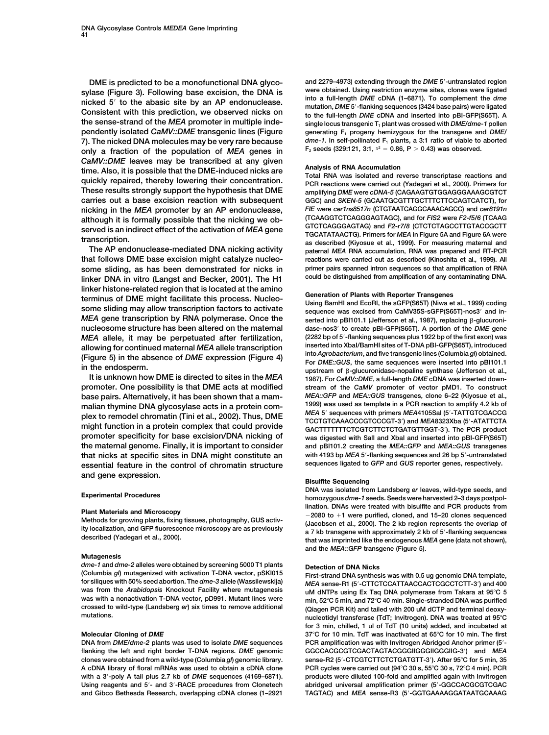DME is predicted to be a monofunctional DNA glycosylase (Figure 3). Following base excision, the DNA is nicked 5′ to the abasic site by an AP endonuclease. Consistent with this prediction, we observed nicks on the sense-strand of the *MEA* promoter in multiple independently isolated *CaMV::DME* transgenic lines (Figure 7). The nicked DNA molecules may be very rare because only a fraction of the population of *MEA* genes in *CaMV::DME* leaves may be transcribed at any given time. Also, it is possible that the DME-induced nicks are quickly repaired, thereby lowering their concentration. These results strongly support the hypothesis that DME carries out a base excision reaction with subsequent nicking in the *MEA* promoter by an AP endonuclease, although it is formally possible that the nicking we observed is an indirect effect of the activation of *MEA* gene transcription.

The AP endonuclease-mediated DNA nicking activity that follows DME base excision might catalyze nucleosome sliding, as has been demonstrated for nicks in linker DNA in vitro (Langst and Becker, 2001). The H1 linker histone-related region that is located at the amino terminus of DME might facilitate this process. Nucleosome sliding may allow transcription factors to activate *MEA* gene transcription by RNA polymerase. Once the nucleosome structure has been altered on the maternal *MEA* allele, it may be perpetuated after fertilization, allowing for continued maternal *MEA* allele transcription (Figure 5) in the absence of *DME* expression (Figure 4) in the endosperm.

It is unknown how DME is directed to sites in the *MEA* promoter. One possibility is that DME acts at modified base pairs. Alternatively, it has been shown that a mammalian thymine DNA glycosylase acts in a protein complex to remodel chromatin (Tini et al., 2002). Thus, DME might function in a protein complex that could provide promoter specificity for base excision/DNA nicking of the maternal genome. Finally, it is important to consider that nicks at specific sites in DNA might constitute an essential feature in the control of chromatin structure and gene expression.

## Experimental Procedures

### Plant Materials and Microscopy

Methods for growing plants, fixing tissues, photography, GUS activity localization, and GFP fluorescence microscopy are as previously described (Yadegari et al., 2000).

### Mutagenesis

*dme-1* and *dme-2* alleles were obtained by screening 5000 T1 plants (Columbia *gl*) mutagenized with activation T-DNA vector, pSKI015 for siliques with 50% seed abortion. The *dme-3* allele (Wassilewskija) was from the *Arabidopsis* Knockout Facility where mutagenesis was with a nonactivation T-DNA vector, pD991. Mutant lines were crossed to wild-type (Landsberg *er*) six times to remove additional mutations.

### Molecular Cloning of *DME*

DNA from *DME/dme-2* plants was used to isolate *DME* sequences flanking the left and right border T-DNA regions. *DME* genomic clones were obtained from a wild-type (Columbia *gl*) genomic library. A cDNA library of floral mRNAs was used to obtain a cDNA clone with a 3′-poly A tail plus 2.7 kb of *DME* sequences (4169–6871). Using reagents and 5′- and 3′-RACE procedures from Clonetech and Gibco Bethesda Research, overlapping cDNA clones (1–2921 and 2279–4973) extending through the *DME* 5′-untranslated region were obtained. Using restriction enzyme sites, clones were ligated into a full-length *DME* cDNA (1–6871). To complement the *dme* mutation, *DME* 5′-flanking sequences (3424 base pairs) were ligated to the full-length *DME* cDNA and inserted into pBI-GFP(S65T). A single locus transgenic $T_1$ plant was crossed with *DME/dme-1* pollen generating $F_1$ progeny hemizygous for the transgene and *DME/dme-1*. In self-pollinated $F_1$ plants, a 3:1 ratio of viable to aborted $F_2$ seeds (329:121, 3:1, $\chi^2 = 0.86$, $P > 0.43$) was observed.

### Analysis of RNA Accumulation

Total RNA was isolated and reverse transcriptase reactions and PCR reactions were carried out (Yadegari et al., 2000). Primers for amplifying *DME* were *cDNA-5* (CAGAAGTGTGGAGGGAAAGCGTCTGGC) and *SKEN-5* (GCAATGCGTTTGCTTTCTTCCAGTCATCT), for *FIE* were *cer1ns8517n* (CTGTAATCAGGCAAACAGCC) and *cer8191n* (TCAAGGTCTCAGGGAGTAGC), and for *FIS2* were *F2-f5/6* (TCAAGGTCTCAGGGAGTAG) and *F2-r7/8* (CTCTCTAGCCTTGTACCGCTTTGCATATAACTG). Primers for *MEA* in Figure 5A and Figure 6A were as described (Kiyosue et al., 1999). For measuring maternal and paternal *MEA* RNA accumulation, RNA was prepared and RT-PCR reactions were carried out as described (Kinoshita et al., 1999). All primer pairs spanned intron sequences so that amplification of RNA could be distinguished from amplification of any contaminating DNA.

### Generation of Plants with Reporter Transgenes

Using BamHI and EcoRI, the sGFP(S65T) (Niwa et al., 1999) coding sequence was excised from CaMV35S-sGFP(S65T)-nos3′ and inserted into pBI101.1 (Jefferson et al., 1987), replacing β-glucuronidase-nos3′ to create pBI-GFP(S65T). A portion of the *DME* gene (2282 bp of 5′-flanking sequences plus 1922 bp of the first exon) was inserted into XbaI/BamHI sites of T-DNA pBI-GFP(S65T), introduced into *Agrobacterium*, and five transgenic lines (Columbia *gl*) obtained. For *DME::GUS*, the same sequences were inserted into pBI101.1 upstream of β-glucuronidase-nopaline synthase (Jefferson et al., 1987). For *CaMV::DME*, a full-length *DME* cDNA was inserted downstream of the *CaMV* promoter of vector pMD1. To construct *MEA::GFP* and *MEA::GUS* transgenes, clone 6–22 (Kiyosue et al., 1999) was used as template in a PCR reaction to amplify 4.2 kb of *MEA* 5′ sequences with primers *MEA*4105SalI (5′-TATTGTCGACCGTCCTGTCAAACCCGTCCCGT-3′) and *MEA*8323XbaI (5′-ATATTCTAGACTTTTTTTCTCGTCTTCTCTGATGTTGGT-3′). The PCR product was digested with SalI and XbaI and inserted into pBI-GFP(S65T) and pBI101.2 creating the *MEA::GFP* and *MEA::GUS* transgenes with 4193 bp *MEA* 5′-flanking sequences and 26 bp 5′-untranslated sequences ligated to *GFP* and *GUS* reporter genes, respectively.

### Bisulfite Sequencing

DNA was isolated from Landsberg *er* leaves, wild-type seeds, and homozygous *dme-1* seeds. Seeds were harvested 2–3 days postpollination. DNAs were treated with bisulfite and PCR products from −2080 to +1 were purified, cloned, and 15–20 clones sequenced (Jacobsen et al., 2000). The 2 kb region represents the overlap of a 7 kb transgene with approximately 2 kb of 5′-flanking sequences that was imprinted like the endogenous *MEA* gene (data not shown), and the *MEA::GFP* transgene (Figure 5).

### Detection of DNA Nicks

First-strand DNA synthesis was with 0.5 ug genomic DNA template, *MEA* sense-R1 (5′-CTTCTCCATTAACCACTCGCCTCTT-3′) and 400 uM dNTPs using Ex Taq DNA polymerase from Takara at 95°C 5 min, 52°C 5 min, and 72°C 40 min. Single-stranded DNA was purified (Qiagen PCR Kit) and tailed with 200 uM dCTP and terminal deoxynucleotidyl transferase (TdT; Invitrogen). DNA was treated at 95°C for 3 min, chilled, 1 ul of TdT (10 units) added, and incubated at 37°C for 10 min. TdT was inactivated at 65°C for 10 min. The first PCR amplification was with Invitrogen Abridged Anchor primer (5′-GGCCACGCGTCGACTAGTACGGGIIGGGIIGGGIIG-3′) and *MEA* sense-R2 (5′-CTCGTCTTCTCTGATGTT-3′). After 95°C for 5 min, 35 PCR cycles were carried out (94°C 30 s, 55°C 30 s, 72°C 4 min). PCR products were diluted 100-fold and amplified again with Invitrogen abridged universal amplification primer (5′-GGCCACGCGTCGACTAGTAC) and *MEA* sense-R3 (5′-GGTGAAAAGGATAATGCAAAG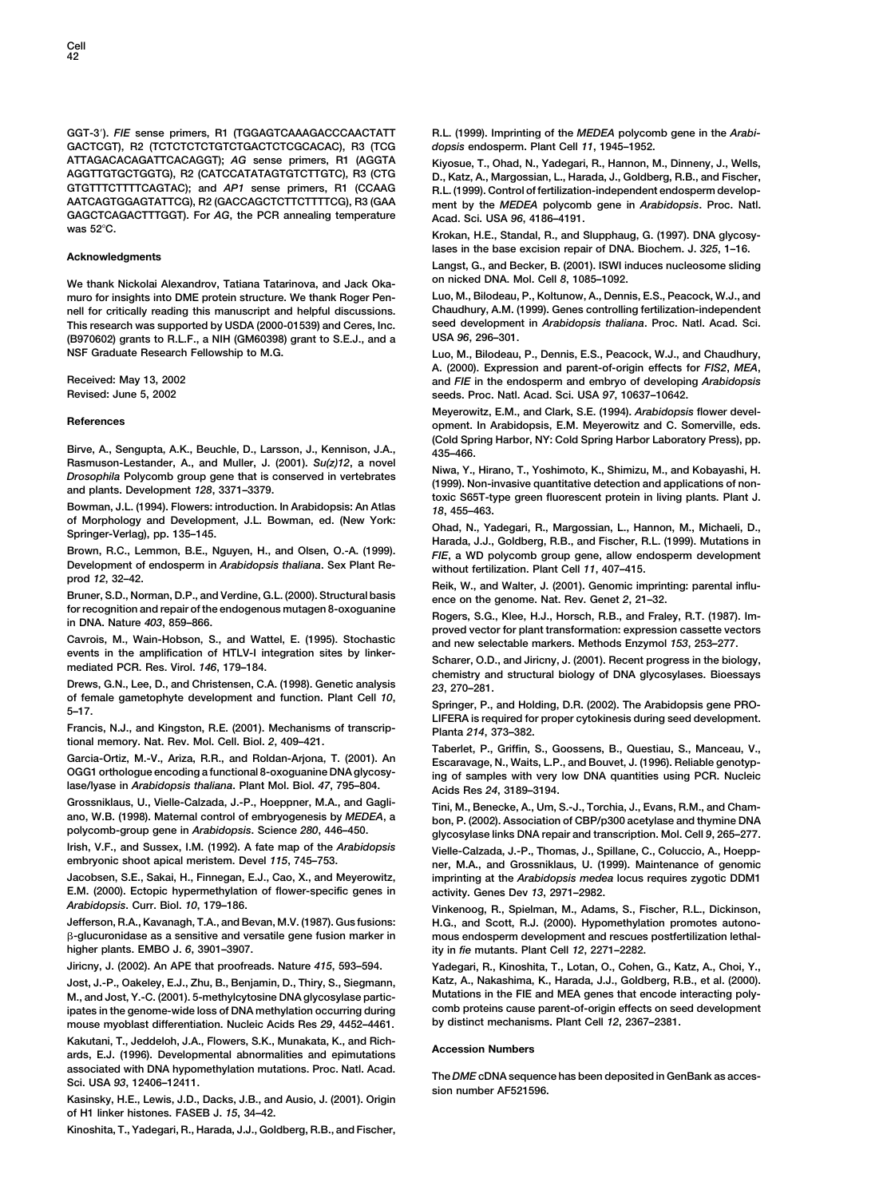GGT-3′). *FIE* sense primers, R1 (TGGAGTCAAAGACCCAACTATT GACTCGT), R2 (TCTCTCTCTGTCTGACTCTCGCACAC), R3 (TCG ATTAGACACAGATTCACAGGT); *AG* sense primers, R1 (AGGTA AGGTTGTGCTGGTG), R2 (CATCCATATAGTGTCTTGTC), R3 (CTG GTGTTTCTTTTCAGTAC); and *AP1* sense primers, R1 (CCAAG AATCAGTGGAGTATTCG), R2 (GACCAGCTCTTCTTTTCG), R3 (GAA GAGCTCAGACTTTGGT). For *AG*, the PCR annealing temperature was 52°C.

## Acknowledgments

We thank Nickolai Alexandrov, Tatiana Tatarinova, and Jack Okamuro for insights into DME protein structure. We thank Roger Pennell for critically reading this manuscript and helpful discussions. This research was supported by USDA (2000-01539) and Ceres, Inc. (B970602) grants to R.L.F., a NIH (GM60398) grant to S.E.J., and a NSF Graduate Research Fellowship to M.G.

Received: May 13, 2002
Revised: June 5, 2002

## References

Birve, A., Sengupta, A.K., Beuchle, D., Larsson, J., Kennison, J.A., Rasmuson-Lestander, A., and Muller, J. (2001). *Su(z)12*, a novel *Drosophila* Polycomb group gene that is conserved in vertebrates and plants. Development *128*, 3371–3379.

Bowman, J.L. (1994). Flowers: introduction. In Arabidopsis: An Atlas of Morphology and Development, J.L. Bowman, ed. (New York: Springer-Verlag), pp. 135–145.

Brown, R.C., Lemmon, B.E., Nguyen, H., and Olsen, O.-A. (1999). Development of endosperm in *Arabidopsis thaliana*. Sex Plant Reprod *12*, 32–42.

Bruner, S.D., Norman, D.P., and Verdine, G.L. (2000). Structural basis for recognition and repair of the endogenous mutagen 8-oxoguanine in DNA. Nature *403*, 859–866.

Cavrois, M., Wain-Hobson, S., and Wattel, E. (1995). Stochastic events in the amplification of HTLV-I integration sites by linker-mediated PCR. Res. Virol. *146*, 179–184.

Drews, G.N., Lee, D., and Christensen, C.A. (1998). Genetic analysis of female gametophyte development and function. Plant Cell *10*, 5–17.

Francis, N.J., and Kingston, R.E. (2001). Mechanisms of transcriptional memory. Nat. Rev. Mol. Cell. Biol. *2*, 409–421.

Garcia-Ortiz, M.-V., Ariza, R.R., and Roldan-Arjona, T. (2001). An OGG1 orthologue encoding a functional 8-oxoguanine DNA glycosylase/lyase in *Arabidopsis thaliana*. Plant Mol. Biol. *47*, 795–804.

Grossniklaus, U., Vielle-Calzada, J.-P., Hoeppner, M.A., and Gagliano, W.B. (1998). Maternal control of embryogenesis by *MEDEA*, a polycomb-group gene in *Arabidopsis*. Science *280*, 446–450.

Irish, V.F., and Sussex, I.M. (1992). A fate map of the *Arabidopsis* embryonic shoot apical meristem. Devel *115*, 745–753.

Jacobsen, S.E., Sakai, H., Finnegan, E.J., Cao, X., and Meyerowitz, E.M. (2000). Ectopic hypermethylation of flower-specific genes in *Arabidopsis*. Curr. Biol. *10*, 179–186.

Jefferson, R.A., Kavanagh, T.A., and Bevan, M.V. (1987). Gus fusions: β-glucuronidase as a sensitive and versatile gene fusion marker in higher plants. EMBO J. *6*, 3901–3907.

Jiricny, J. (2002). An APE that proofreads. Nature *415*, 593–594.

Jost, J.-P., Oakeley, E.J., Zhu, B., Benjamin, D., Thiry, S., Siegmann, M., and Jost, Y.-C. (2001). 5-methylcytosine DNA glycosylase participates in the genome-wide loss of DNA methylation occurring during mouse myoblast differentiation. Nucleic Acids Res *29*, 4452–4461.

Kakutani, T., Jeddeloh, J.A., Flowers, S.K., Munakata, K., and Richards, E.J. (1996). Developmental abnormalities and epimutations associated with DNA hypomethylation mutations. Proc. Natl. Acad. Sci. USA *93*, 12406–12411.

Kasinsky, H.E., Lewis, J.D., Dacks, J.B., and Ausio, J. (2001). Origin of H1 linker histones. FASEB J. *15*, 34–42.

Kinoshita, T., Yadegari, R., Harada, J.J., Goldberg, R.B., and Fischer, R.L. (1999). Imprinting of the *MEDEA* polycomb gene in the *Arabidopsis* endosperm. Plant Cell *11*, 1945–1952.

Kiyosue, T., Ohad, N., Yadegari, R., Hannon, M., Dinneny, J., Wells, D., Katz, A., Margossian, L., Harada, J., Goldberg, R.B., and Fischer, R.L. (1999). Control of fertilization-independent endosperm development by the *MEDEA* polycomb gene in *Arabidopsis*. Proc. Natl. Acad. Sci. USA *96*, 4186–4191.

Krokan, H.E., Standal, R., and Slupphaug, G. (1997). DNA glycosylases in the base excision repair of DNA. Biochem. J. *325*, 1–16.

Langst, G., and Becker, B. (2001). ISWI induces nucleosome sliding on nicked DNA. Mol. Cell *8*, 1085–1092.

Luo, M., Bilodeau, P., Koltunow, A., Dennis, E.S., Peacock, W.J., and Chaudhury, A.M. (1999). Genes controlling fertilization-independent seed development in *Arabidopsis thaliana*. Proc. Natl. Acad. Sci. USA *96*, 296–301.

Luo, M., Bilodeau, P., Dennis, E.S., Peacock, W.J., and Chaudhury, A. (2000). Expression and parent-of-origin effects for *FIS2*, *MEA*, and *FIE* in the endosperm and embryo of developing *Arabidopsis* seeds. Proc. Natl. Acad. Sci. USA *97*, 10637–10642.

Meyerowitz, E.M., and Clark, S.E. (1994). *Arabidopsis* flower development. In Arabidopsis, E.M. Meyerowitz and C. Somerville, eds. (Cold Spring Harbor, NY: Cold Spring Harbor Laboratory Press), pp. 435–466.

Niwa, Y., Hirano, T., Yoshimoto, K., Shimizu, M., and Kobayashi, H. (1999). Non-invasive quantitative detection and applications of non-toxic S65T-type green fluorescent protein in living plants. Plant J. *18*, 455–463.

Ohad, N., Yadegari, R., Margossian, L., Hannon, M., Michaeli, D., Harada, J.J., Goldberg, R.B., and Fischer, R.L. (1999). Mutations in *FIE*, a WD polycomb group gene, allow endosperm development without fertilization. Plant Cell *11*, 407–415.

Reik, W., and Walter, J. (2001). Genomic imprinting: parental influence on the genome. Nat. Rev. Genet *2*, 21–32.

Rogers, S.G., Klee, H.J., Horsch, R.B., and Fraley, R.T. (1987). Improved vector for plant transformation: expression cassette vectors and new selectable markers. Methods Enzymol *153*, 253–277.

Scharer, O.D., and Jiricny, J. (2001). Recent progress in the biology, chemistry and structural biology of DNA glycosylases. Bioessays *23*, 270–281.

Springer, P., and Holding, D.R. (2002). The Arabidopsis gene PROLIFERA is required for proper cytokinesis during seed development. Planta *214*, 373–382.

Taberlet, P., Griffin, S., Goossens, B., Questiau, S., Manceau, V., Escaravage, N., Waits, L.P., and Bouvet, J. (1996). Reliable genotyping of samples with very low DNA quantities using PCR. Nucleic Acids Res *24*, 3189–3194.

Tini, M., Benecke, A., Um, S.-J., Torchia, J., Evans, R.M., and Chambon, P. (2002). Association of CBP/p300 acetylase and thymine DNA glycosylase links DNA repair and transcription. Mol. Cell *9*, 265–277.

Vielle-Calzada, J.-P., Thomas, J., Spillane, C., Coluccio, A., Hoeppner, M.A., and Grossniklaus, U. (1999). Maintenance of genomic imprinting at the *Arabidopsis medea* locus requires zygotic DDM1 activity. Genes Dev *13*, 2971–2982.

Vinkenoog, R., Spielman, M., Adams, S., Fischer, R.L., Dickinson, H.G., and Scott, R.J. (2000). Hypomethylation promotes autonomous endosperm development and rescues postfertilization lethality in *fie* mutants. Plant Cell *12*, 2271–2282.

Yadegari, R., Kinoshita, T., Lotan, O., Cohen, G., Katz, A., Choi, Y., Katz, A., Nakashima, K., Harada, J.J., Goldberg, R.B., et al. (2000). Mutations in the FIE and MEA genes that encode interacting polycomb proteins cause parent-of-origin effects on seed development by distinct mechanisms. Plant Cell *12*, 2367–2381.

## Accession Numbers

The *DME* cDNA sequence has been deposited in GenBank as accession number AF521596.